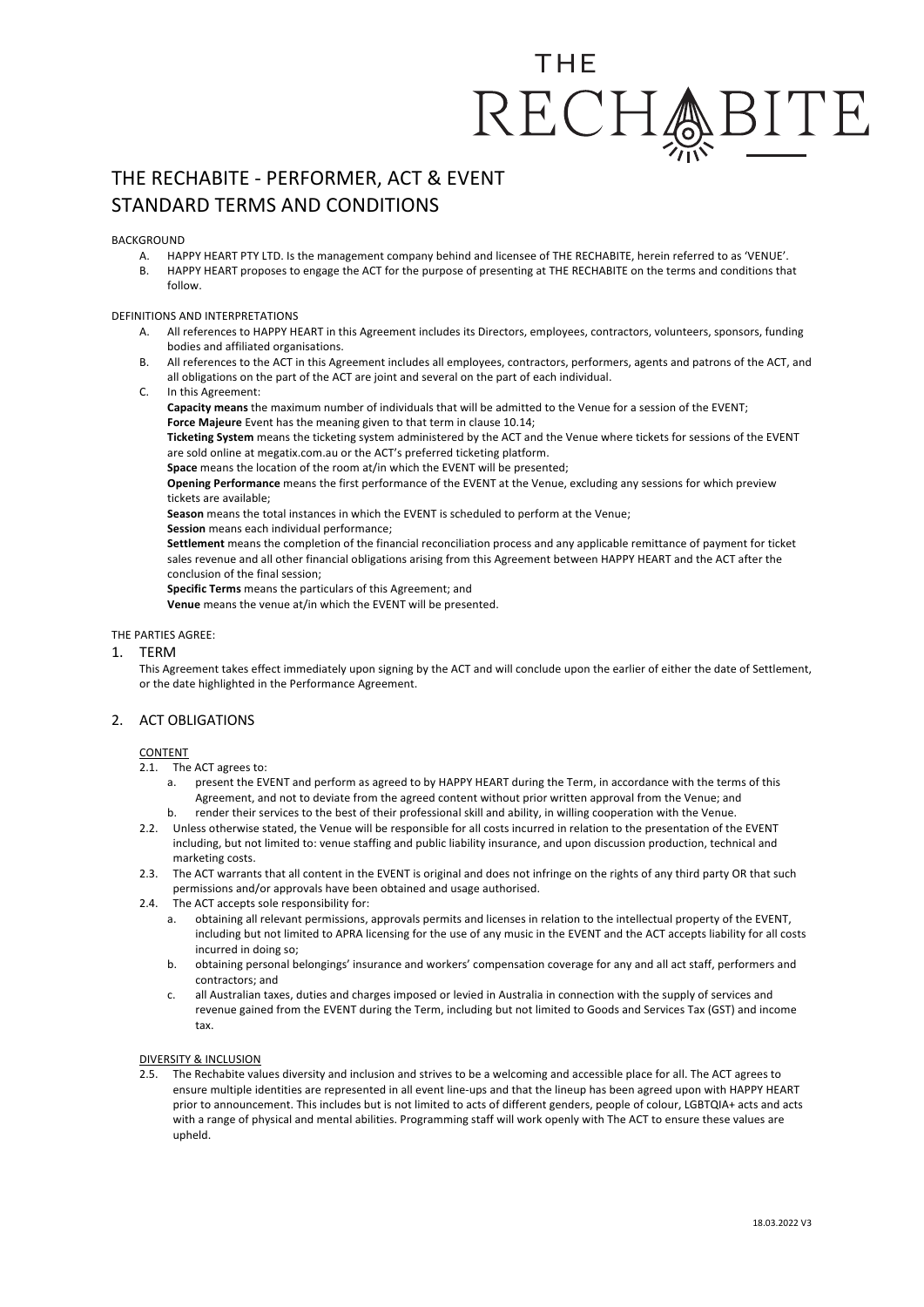THE RECHABITE

# THE RECHABITE - PERFORMER, ACT & EVENT STANDARD TERMS AND CONDITIONS

BACKGROUND

A. HAPPY HEART PTY LTD. Is the management company behind and licensee of THE RECHABITE, herein referred to as 'VENUE'.
B. HAPPY HEART proposes to engage the ACT for the purpose of presenting at THE RECHABITE on the terms and conditions that follow.

DEFINITIONS AND INTERPRETATIONS

A. All references to HAPPY HEART in this Agreement includes its Directors, employees, contractors, volunteers, sponsors, funding bodies and affiliated organisations.
B. All references to the ACT in this Agreement includes all employees, contractors, performers, agents and patrons of the ACT, and all obligations on the part of the ACT are joint and several on the part of each individual.
C. In this Agreement:

**Capacity means** the maximum number of individuals that will be admitted to the Venue for a session of the EVENT;
**Force Majeure** Event has the meaning given to that term in clause 10.14;
**Ticketing System** means the ticketing system administered by the ACT and the Venue where tickets for sessions of the EVENT are sold online at megatix.com.au or the ACT's preferred ticketing platform.
**Space** means the location of the room at/in which the EVENT will be presented;
**Opening Performance** means the first performance of the EVENT at the Venue, excluding any sessions for which preview tickets are available;
**Season** means the total instances in which the EVENT is scheduled to perform at the Venue;
**Session** means each individual performance;
**Settlement** means the completion of the financial reconciliation process and any applicable remittance of payment for ticket sales revenue and all other financial obligations arising from this Agreement between HAPPY HEART and the ACT after the conclusion of the final session;
**Specific Terms** means the particulars of this Agreement; and
**Venue** means the venue at/in which the EVENT will be presented.

THE PARTIES AGREE:

## 1. TERM

This Agreement takes effect immediately upon signing by the ACT and will conclude upon the earlier of either the date of Settlement, or the date highlighted in the Performance Agreement.

## 2. ACT OBLIGATIONS

CONTENT

2.1. The ACT agrees to:

a. present the EVENT and perform as agreed to by HAPPY HEART during the Term, in accordance with the terms of this Agreement, and not to deviate from the agreed content without prior written approval from the Venue; and
b. render their services to the best of their professional skill and ability, in willing cooperation with the Venue.

2.2. Unless otherwise stated, the Venue will be responsible for all costs incurred in relation to the presentation of the EVENT including, but not limited to: venue staffing and public liability insurance, and upon discussion production, technical and marketing costs.

2.3. The ACT warrants that all content in the EVENT is original and does not infringe on the rights of any third party OR that such permissions and/or approvals have been obtained and usage authorised.

2.4. The ACT accepts sole responsibility for:

a. obtaining all relevant permissions, approvals permits and licenses in relation to the intellectual property of the EVENT, including but not limited to APRA licensing for the use of any music in the EVENT and the ACT accepts liability for all costs incurred in doing so;
b. obtaining personal belongings' insurance and workers' compensation coverage for any and all act staff, performers and contractors; and
c. all Australian taxes, duties and charges imposed or levied in Australia in connection with the supply of services and revenue gained from the EVENT during the Term, including but not limited to Goods and Services Tax (GST) and income tax.

DIVERSITY & INCLUSION

2.5. The Rechabite values diversity and inclusion and strives to be a welcoming and accessible place for all. The ACT agrees to ensure multiple identities are represented in all event line-ups and that the lineup has been agreed upon with HAPPY HEART prior to announcement. This includes but is not limited to acts of different genders, people of colour, LGBTQIA+ acts and acts with a range of physical and mental abilities. Programming staff will work openly with The ACT to ensure these values are upheld.

18.03.2022 V3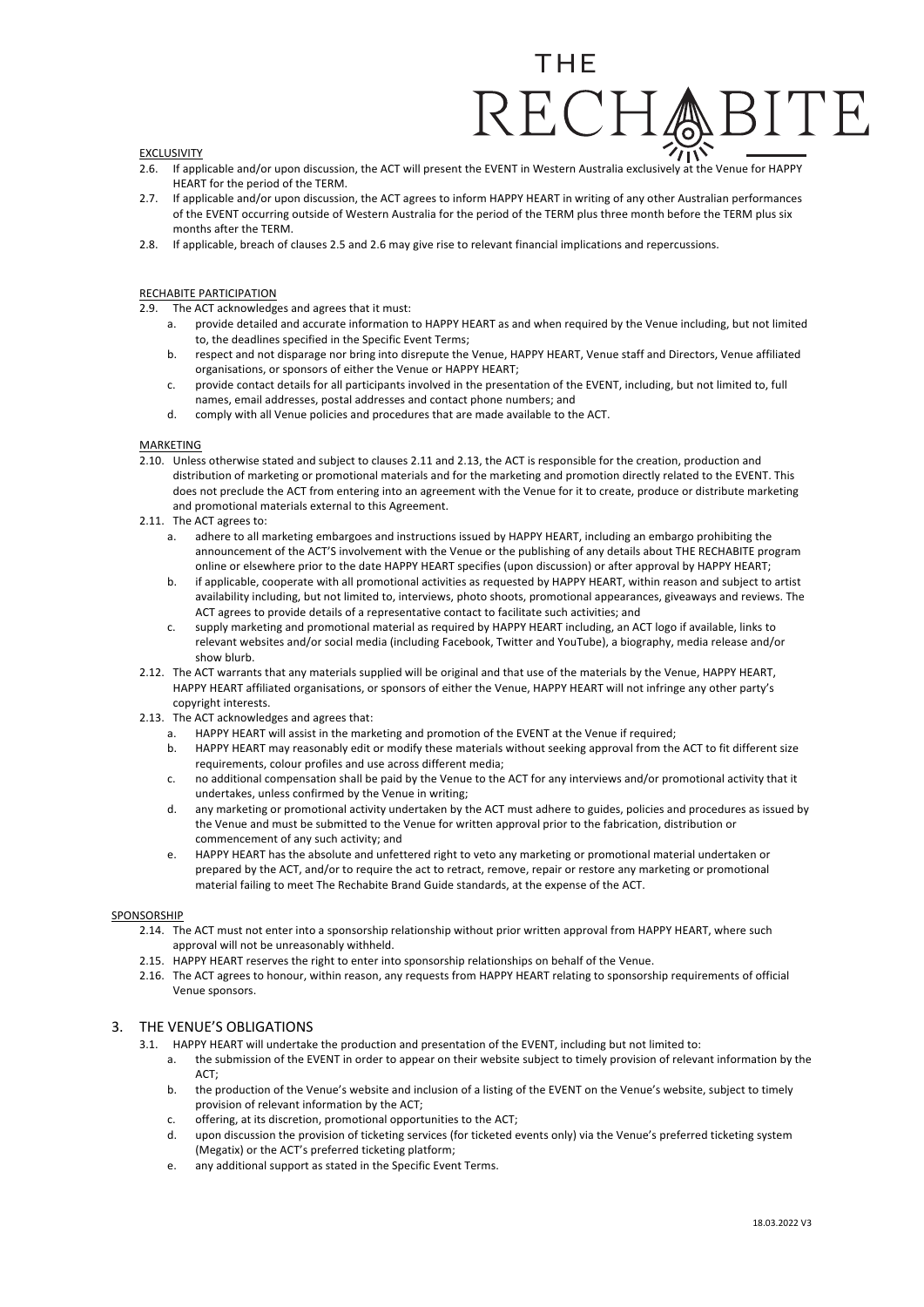EXCLUSIVITY

2.6. If applicable and/or upon discussion, the ACT will present the EVENT in Western Australia exclusively at the Venue for HAPPY HEART for the period of the TERM.

2.7. If applicable and/or upon discussion, the ACT agrees to inform HAPPY HEART in writing of any other Australian performances of the EVENT occurring outside of Western Australia for the period of the TERM plus three month before the TERM plus six months after the TERM.

2.8. If applicable, breach of clauses 2.5 and 2.6 may give rise to relevant financial implications and repercussions.

RECHABITE PARTICIPATION

2.9. The ACT acknowledges and agrees that it must:

a. provide detailed and accurate information to HAPPY HEART as and when required by the Venue including, but not limited to, the deadlines specified in the Specific Event Terms;

b. respect and not disparage nor bring into disrepute the Venue, HAPPY HEART, Venue staff and Directors, Venue affiliated organisations, or sponsors of either the Venue or HAPPY HEART;

c. provide contact details for all participants involved in the presentation of the EVENT, including, but not limited to, full names, email addresses, postal addresses and contact phone numbers; and

d. comply with all Venue policies and procedures that are made available to the ACT.

MARKETING

2.10. Unless otherwise stated and subject to clauses 2.11 and 2.13, the ACT is responsible for the creation, production and distribution of marketing or promotional materials and for the marketing and promotion directly related to the EVENT. This does not preclude the ACT from entering into an agreement with the Venue for it to create, produce or distribute marketing and promotional materials external to this Agreement.

2.11. The ACT agrees to:

a. adhere to all marketing embargoes and instructions issued by HAPPY HEART, including an embargo prohibiting the announcement of the ACT'S involvement with the Venue or the publishing of any details about THE RECHABITE program online or elsewhere prior to the date HAPPY HEART specifies (upon discussion) or after approval by HAPPY HEART;

b. if applicable, cooperate with all promotional activities as requested by HAPPY HEART, within reason and subject to artist availability including, but not limited to, interviews, photo shoots, promotional appearances, giveaways and reviews. The ACT agrees to provide details of a representative contact to facilitate such activities; and

c. supply marketing and promotional material as required by HAPPY HEART including, an ACT logo if available, links to relevant websites and/or social media (including Facebook, Twitter and YouTube), a biography, media release and/or show blurb.

2.12. The ACT warrants that any materials supplied will be original and that use of the materials by the Venue, HAPPY HEART, HAPPY HEART affiliated organisations, or sponsors of either the Venue, HAPPY HEART will not infringe any other party's copyright interests.

2.13. The ACT acknowledges and agrees that:

a. HAPPY HEART will assist in the marketing and promotion of the EVENT at the Venue if required;

b. HAPPY HEART may reasonably edit or modify these materials without seeking approval from the ACT to fit different size requirements, colour profiles and use across different media;

c. no additional compensation shall be paid by the Venue to the ACT for any interviews and/or promotional activity that it undertakes, unless confirmed by the Venue in writing;

d. any marketing or promotional activity undertaken by the ACT must adhere to guides, policies and procedures as issued by the Venue and must be submitted to the Venue for written approval prior to the fabrication, distribution or commencement of any such activity; and

e. HAPPY HEART has the absolute and unfettered right to veto any marketing or promotional material undertaken or prepared by the ACT, and/or to require the act to retract, remove, repair or restore any marketing or promotional material failing to meet The Rechabite Brand Guide standards, at the expense of the ACT.

SPONSORSHIP

2.14. The ACT must not enter into a sponsorship relationship without prior written approval from HAPPY HEART, where such approval will not be unreasonably withheld.

2.15. HAPPY HEART reserves the right to enter into sponsorship relationships on behalf of the Venue.

2.16. The ACT agrees to honour, within reason, any requests from HAPPY HEART relating to sponsorship requirements of official Venue sponsors.

## 3. THE VENUE'S OBLIGATIONS

3.1. HAPPY HEART will undertake the production and presentation of the EVENT, including but not limited to:

a. the submission of the EVENT in order to appear on their website subject to timely provision of relevant information by the ACT;

b. the production of the Venue's website and inclusion of a listing of the EVENT on the Venue's website, subject to timely provision of relevant information by the ACT;

c. offering, at its discretion, promotional opportunities to the ACT;

d. upon discussion the provision of ticketing services (for ticketed events only) via the Venue's preferred ticketing system (Megatix) or the ACT's preferred ticketing platform;

e. any additional support as stated in the Specific Event Terms.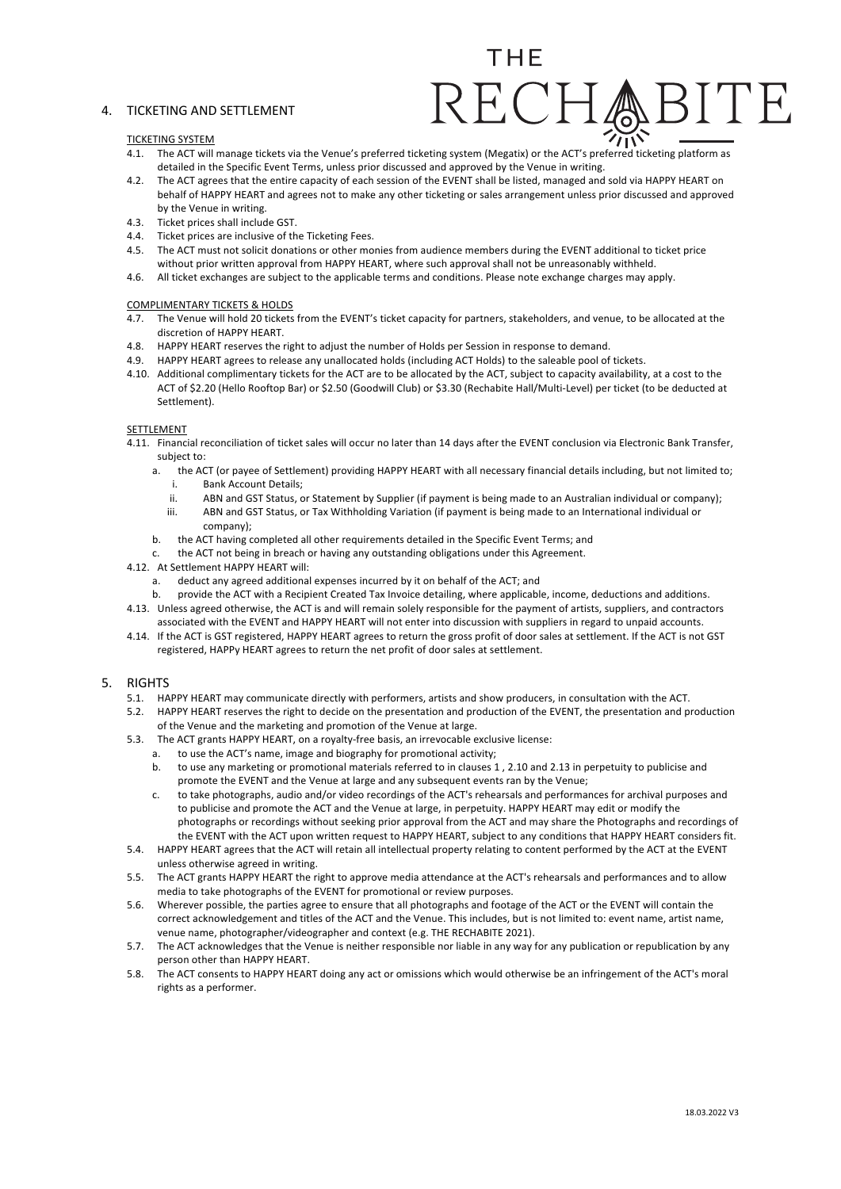## 4. TICKETING AND SETTLEMENT

TICKETING SYSTEM

4.1. The ACT will manage tickets via the Venue's preferred ticketing system (Megatix) or the ACT's preferred ticketing platform as detailed in the Specific Event Terms, unless prior discussed and approved by the Venue in writing.

4.2. The ACT agrees that the entire capacity of each session of the EVENT shall be listed, managed and sold via HAPPY HEART on behalf of HAPPY HEART and agrees not to make any other ticketing or sales arrangement unless prior discussed and approved by the Venue in writing.

4.3. Ticket prices shall include GST.

4.4. Ticket prices are inclusive of the Ticketing Fees.

4.5. The ACT must not solicit donations or other monies from audience members during the EVENT additional to ticket price without prior written approval from HAPPY HEART, where such approval shall not be unreasonably withheld.

4.6. All ticket exchanges are subject to the applicable terms and conditions. Please note exchange charges may apply.

COMPLIMENTARY TICKETS & HOLDS

4.7. The Venue will hold 20 tickets from the EVENT's ticket capacity for partners, stakeholders, and venue, to be allocated at the discretion of HAPPY HEART.

4.8. HAPPY HEART reserves the right to adjust the number of Holds per Session in response to demand.

4.9. HAPPY HEART agrees to release any unallocated holds (including ACT Holds) to the saleable pool of tickets.

4.10. Additional complimentary tickets for the ACT are to be allocated by the ACT, subject to capacity availability, at a cost to the ACT of $2.20 (Hello Rooftop Bar) or $2.50 (Goodwill Club) or $3.30 (Rechabite Hall/Multi-Level) per ticket (to be deducted at Settlement).

SETTLEMENT

4.11. Financial reconciliation of ticket sales will occur no later than 14 days after the EVENT conclusion via Electronic Bank Transfer, subject to:

   a. the ACT (or payee of Settlement) providing HAPPY HEART with all necessary financial details including, but not limited to;
      i. Bank Account Details;
      ii. ABN and GST Status, or Statement by Supplier (if payment is being made to an Australian individual or company);
      iii. ABN and GST Status, or Tax Withholding Variation (if payment is being made to an International individual or company);
   b. the ACT having completed all other requirements detailed in the Specific Event Terms; and
   c. the ACT not being in breach or having any outstanding obligations under this Agreement.

4.12. At Settlement HAPPY HEART will:

   a. deduct any agreed additional expenses incurred by it on behalf of the ACT; and
   b. provide the ACT with a Recipient Created Tax Invoice detailing, where applicable, income, deductions and additions.

4.13. Unless agreed otherwise, the ACT is and will remain solely responsible for the payment of artists, suppliers, and contractors associated with the EVENT and HAPPY HEART will not enter into discussion with suppliers in regard to unpaid accounts.

4.14. If the ACT is GST registered, HAPPY HEART agrees to return the gross profit of door sales at settlement. If the ACT is not GST registered, HAPPy HEART agrees to return the net profit of door sales at settlement.

## 5. RIGHTS

5.1. HAPPY HEART may communicate directly with performers, artists and show producers, in consultation with the ACT.

5.2. HAPPY HEART reserves the right to decide on the presentation and production of the EVENT, the presentation and production of the Venue and the marketing and promotion of the Venue at large.

5.3. The ACT grants HAPPY HEART, on a royalty-free basis, an irrevocable exclusive license:

   a. to use the ACT's name, image and biography for promotional activity;
   b. to use any marketing or promotional materials referred to in clauses 1 , 2.10 and 2.13 in perpetuity to publicise and promote the EVENT and the Venue at large and any subsequent events ran by the Venue;
   c. to take photographs, audio and/or video recordings of the ACT's rehearsals and performances for archival purposes and to publicise and promote the ACT and the Venue at large, in perpetuity. HAPPY HEART may edit or modify the photographs or recordings without seeking prior approval from the ACT and may share the Photographs and recordings of the EVENT with the ACT upon written request to HAPPY HEART, subject to any conditions that HAPPY HEART considers fit.

5.4. HAPPY HEART agrees that the ACT will retain all intellectual property relating to content performed by the ACT at the EVENT unless otherwise agreed in writing.

5.5. The ACT grants HAPPY HEART the right to approve media attendance at the ACT's rehearsals and performances and to allow media to take photographs of the EVENT for promotional or review purposes.

5.6. Wherever possible, the parties agree to ensure that all photographs and footage of the ACT or the EVENT will contain the correct acknowledgement and titles of the ACT and the Venue. This includes, but is not limited to: event name, artist name, venue name, photographer/videographer and context (e.g. THE RECHABITE 2021).

5.7. The ACT acknowledges that the Venue is neither responsible nor liable in any way for any publication or republication by any person other than HAPPY HEART.

5.8. The ACT consents to HAPPY HEART doing any act or omissions which would otherwise be an infringement of the ACT's moral rights as a performer.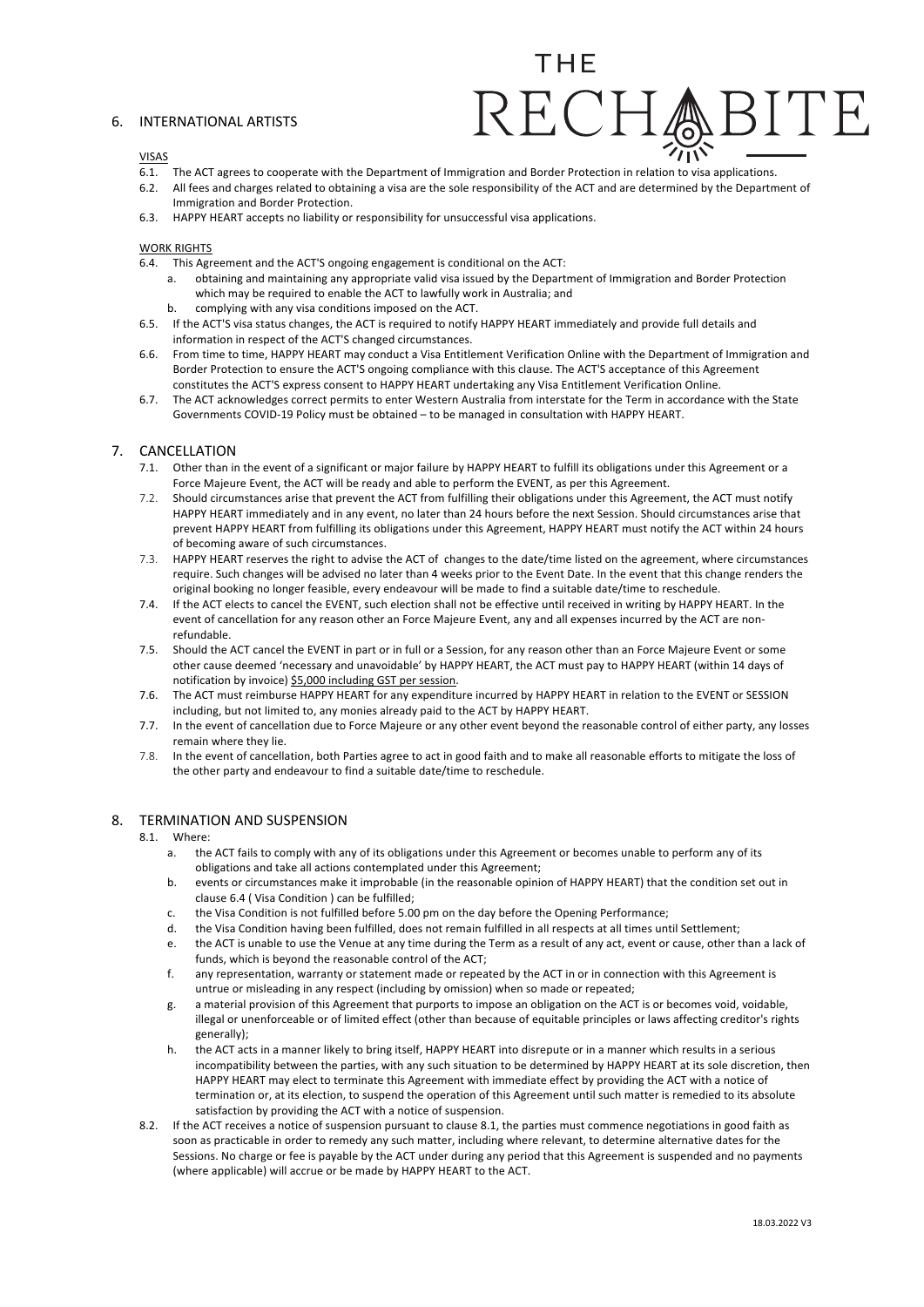## 6. INTERNATIONAL ARTISTS

VISAS

6.1. The ACT agrees to cooperate with the Department of Immigration and Border Protection in relation to visa applications.

6.2. All fees and charges related to obtaining a visa are the sole responsibility of the ACT and are determined by the Department of Immigration and Border Protection.

6.3. HAPPY HEART accepts no liability or responsibility for unsuccessful visa applications.

WORK RIGHTS

6.4. This Agreement and the ACT'S ongoing engagement is conditional on the ACT:

a. obtaining and maintaining any appropriate valid visa issued by the Department of Immigration and Border Protection which may be required to enable the ACT to lawfully work in Australia; and

b. complying with any visa conditions imposed on the ACT.

6.5. If the ACT'S visa status changes, the ACT is required to notify HAPPY HEART immediately and provide full details and information in respect of the ACT'S changed circumstances.

6.6. From time to time, HAPPY HEART may conduct a Visa Entitlement Verification Online with the Department of Immigration and Border Protection to ensure the ACT'S ongoing compliance with this clause. The ACT'S acceptance of this Agreement constitutes the ACT'S express consent to HAPPY HEART undertaking any Visa Entitlement Verification Online.

6.7. The ACT acknowledges correct permits to enter Western Australia from interstate for the Term in accordance with the State Governments COVID-19 Policy must be obtained – to be managed in consultation with HAPPY HEART.

## 7. CANCELLATION

7.1. Other than in the event of a significant or major failure by HAPPY HEART to fulfill its obligations under this Agreement or a Force Majeure Event, the ACT will be ready and able to perform the EVENT, as per this Agreement.

7.2. Should circumstances arise that prevent the ACT from fulfilling their obligations under this Agreement, the ACT must notify HAPPY HEART immediately and in any event, no later than 24 hours before the next Session. Should circumstances arise that prevent HAPPY HEART from fulfilling its obligations under this Agreement, HAPPY HEART must notify the ACT within 24 hours of becoming aware of such circumstances.

7.3. HAPPY HEART reserves the right to advise the ACT of changes to the date/time listed on the agreement, where circumstances require. Such changes will be advised no later than 4 weeks prior to the Event Date. In the event that this change renders the original booking no longer feasible, every endeavour will be made to find a suitable date/time to reschedule.

7.4. If the ACT elects to cancel the EVENT, such election shall not be effective until received in writing by HAPPY HEART. In the event of cancellation for any reason other an Force Majeure Event, any and all expenses incurred by the ACT are non-refundable.

7.5. Should the ACT cancel the EVENT in part or in full or a Session, for any reason other than an Force Majeure Event or some other cause deemed 'necessary and unavoidable' by HAPPY HEART, the ACT must pay to HAPPY HEART (within 14 days of notification by invoice) <u>$5,000 including GST per session</u>.

7.6. The ACT must reimburse HAPPY HEART for any expenditure incurred by HAPPY HEART in relation to the EVENT or SESSION including, but not limited to, any monies already paid to the ACT by HAPPY HEART.

7.7. In the event of cancellation due to Force Majeure or any other event beyond the reasonable control of either party, any losses remain where they lie.

7.8. In the event of cancellation, both Parties agree to act in good faith and to make all reasonable efforts to mitigate the loss of the other party and endeavour to find a suitable date/time to reschedule.

## 8. TERMINATION AND SUSPENSION

8.1. Where:

a. the ACT fails to comply with any of its obligations under this Agreement or becomes unable to perform any of its obligations and take all actions contemplated under this Agreement;

b. events or circumstances make it improbable (in the reasonable opinion of HAPPY HEART) that the condition set out in clause 6.4 ( Visa Condition ) can be fulfilled;

c. the Visa Condition is not fulfilled before 5.00 pm on the day before the Opening Performance;

d. the Visa Condition having been fulfilled, does not remain fulfilled in all respects at all times until Settlement;

e. the ACT is unable to use the Venue at any time during the Term as a result of any act, event or cause, other than a lack of funds, which is beyond the reasonable control of the ACT;

f. any representation, warranty or statement made or repeated by the ACT in or in connection with this Agreement is untrue or misleading in any respect (including by omission) when so made or repeated;

g. a material provision of this Agreement that purports to impose an obligation on the ACT is or becomes void, voidable, illegal or unenforceable or of limited effect (other than because of equitable principles or laws affecting creditor's rights generally);

h. the ACT acts in a manner likely to bring itself, HAPPY HEART into disrepute or in a manner which results in a serious incompatibility between the parties, with any such situation to be determined by HAPPY HEART at its sole discretion, then HAPPY HEART may elect to terminate this Agreement with immediate effect by providing the ACT with a notice of termination or, at its election, to suspend the operation of this Agreement until such matter is remedied to its absolute satisfaction by providing the ACT with a notice of suspension.

8.2. If the ACT receives a notice of suspension pursuant to clause 8.1, the parties must commence negotiations in good faith as soon as practicable in order to remedy any such matter, including where relevant, to determine alternative dates for the Sessions. No charge or fee is payable by the ACT under during any period that this Agreement is suspended and no payments (where applicable) will accrue or be made by HAPPY HEART to the ACT.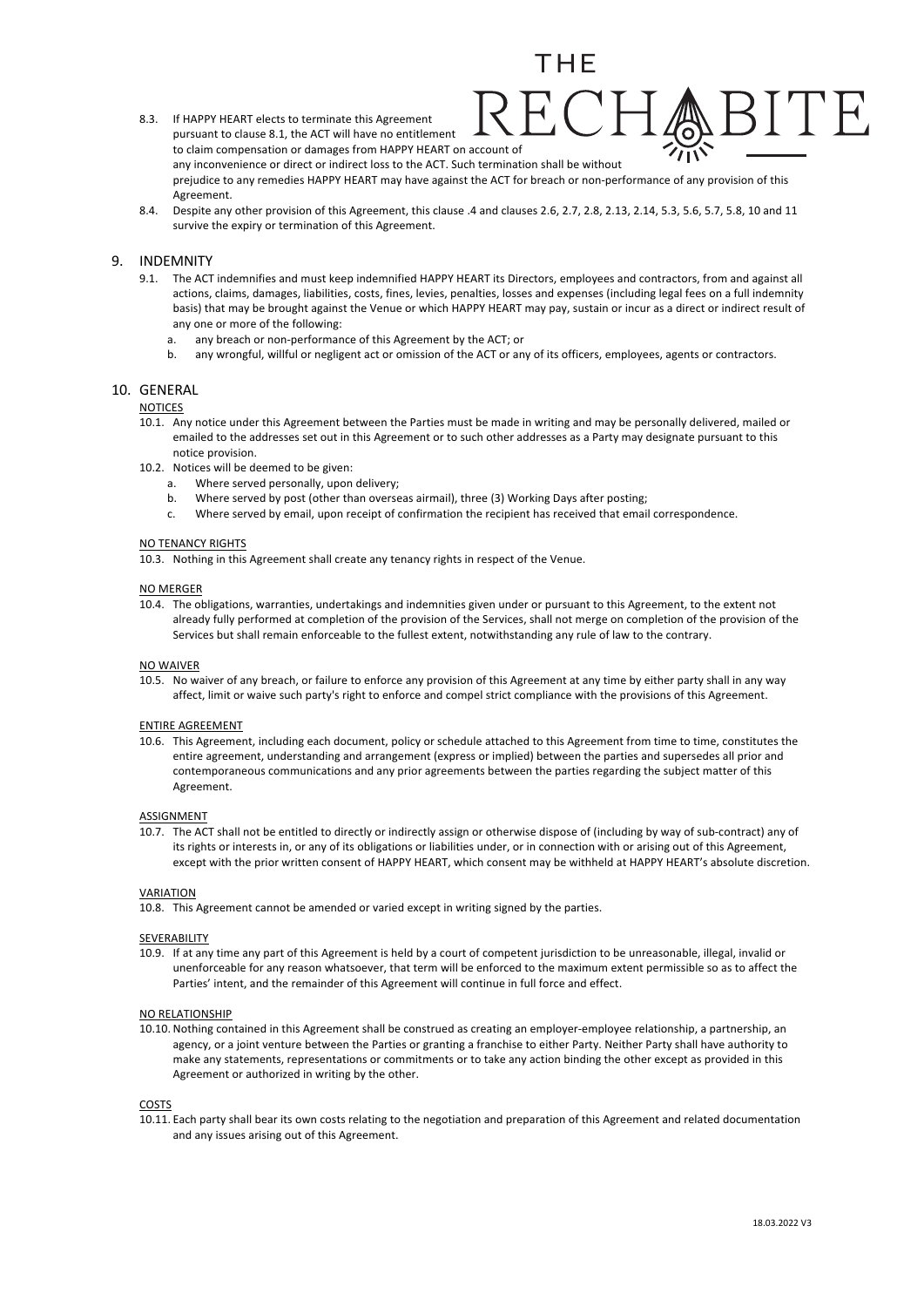8.3. If HAPPY HEART elects to terminate this Agreement pursuant to clause 8.1, the ACT will have no entitlement to claim compensation or damages from HAPPY HEART on account of any inconvenience or direct or indirect loss to the ACT. Such termination shall be without prejudice to any remedies HAPPY HEART may have against the ACT for breach or non-performance of any provision of this Agreement.

8.4. Despite any other provision of this Agreement, this clause .4 and clauses 2.6, 2.7, 2.8, 2.13, 2.14, 5.3, 5.6, 5.7, 5.8, 10 and 11 survive the expiry or termination of this Agreement.

## 9. INDEMNITY

9.1. The ACT indemnifies and must keep indemnified HAPPY HEART its Directors, employees and contractors, from and against all actions, claims, damages, liabilities, costs, fines, levies, penalties, losses and expenses (including legal fees on a full indemnity basis) that may be brought against the Venue or which HAPPY HEART may pay, sustain or incur as a direct or indirect result of any one or more of the following:

a. any breach or non-performance of this Agreement by the ACT; or
b. any wrongful, willful or negligent act or omission of the ACT or any of its officers, employees, agents or contractors.

## 10. GENERAL

NOTICES

10.1. Any notice under this Agreement between the Parties must be made in writing and may be personally delivered, mailed or emailed to the addresses set out in this Agreement or to such other addresses as a Party may designate pursuant to this notice provision.

10.2. Notices will be deemed to be given:

a. Where served personally, upon delivery;
b. Where served by post (other than overseas airmail), three (3) Working Days after posting;
c. Where served by email, upon receipt of confirmation the recipient has received that email correspondence.

NO TENANCY RIGHTS

10.3. Nothing in this Agreement shall create any tenancy rights in respect of the Venue.

NO MERGER

10.4. The obligations, warranties, undertakings and indemnities given under or pursuant to this Agreement, to the extent not already fully performed at completion of the provision of the Services, shall not merge on completion of the provision of the Services but shall remain enforceable to the fullest extent, notwithstanding any rule of law to the contrary.

NO WAIVER

10.5. No waiver of any breach, or failure to enforce any provision of this Agreement at any time by either party shall in any way affect, limit or waive such party's right to enforce and compel strict compliance with the provisions of this Agreement.

ENTIRE AGREEMENT

10.6. This Agreement, including each document, policy or schedule attached to this Agreement from time to time, constitutes the entire agreement, understanding and arrangement (express or implied) between the parties and supersedes all prior and contemporaneous communications and any prior agreements between the parties regarding the subject matter of this Agreement.

ASSIGNMENT

10.7. The ACT shall not be entitled to directly or indirectly assign or otherwise dispose of (including by way of sub-contract) any of its rights or interests in, or any of its obligations or liabilities under, or in connection with or arising out of this Agreement, except with the prior written consent of HAPPY HEART, which consent may be withheld at HAPPY HEART's absolute discretion.

VARIATION

10.8. This Agreement cannot be amended or varied except in writing signed by the parties.

SEVERABILITY

10.9. If at any time any part of this Agreement is held by a court of competent jurisdiction to be unreasonable, illegal, invalid or unenforceable for any reason whatsoever, that term will be enforced to the maximum extent permissible so as to affect the Parties' intent, and the remainder of this Agreement will continue in full force and effect.

NO RELATIONSHIP

10.10. Nothing contained in this Agreement shall be construed as creating an employer-employee relationship, a partnership, an agency, or a joint venture between the Parties or granting a franchise to either Party. Neither Party shall have authority to make any statements, representations or commitments or to take any action binding the other except as provided in this Agreement or authorized in writing by the other.

COSTS

10.11. Each party shall bear its own costs relating to the negotiation and preparation of this Agreement and related documentation and any issues arising out of this Agreement.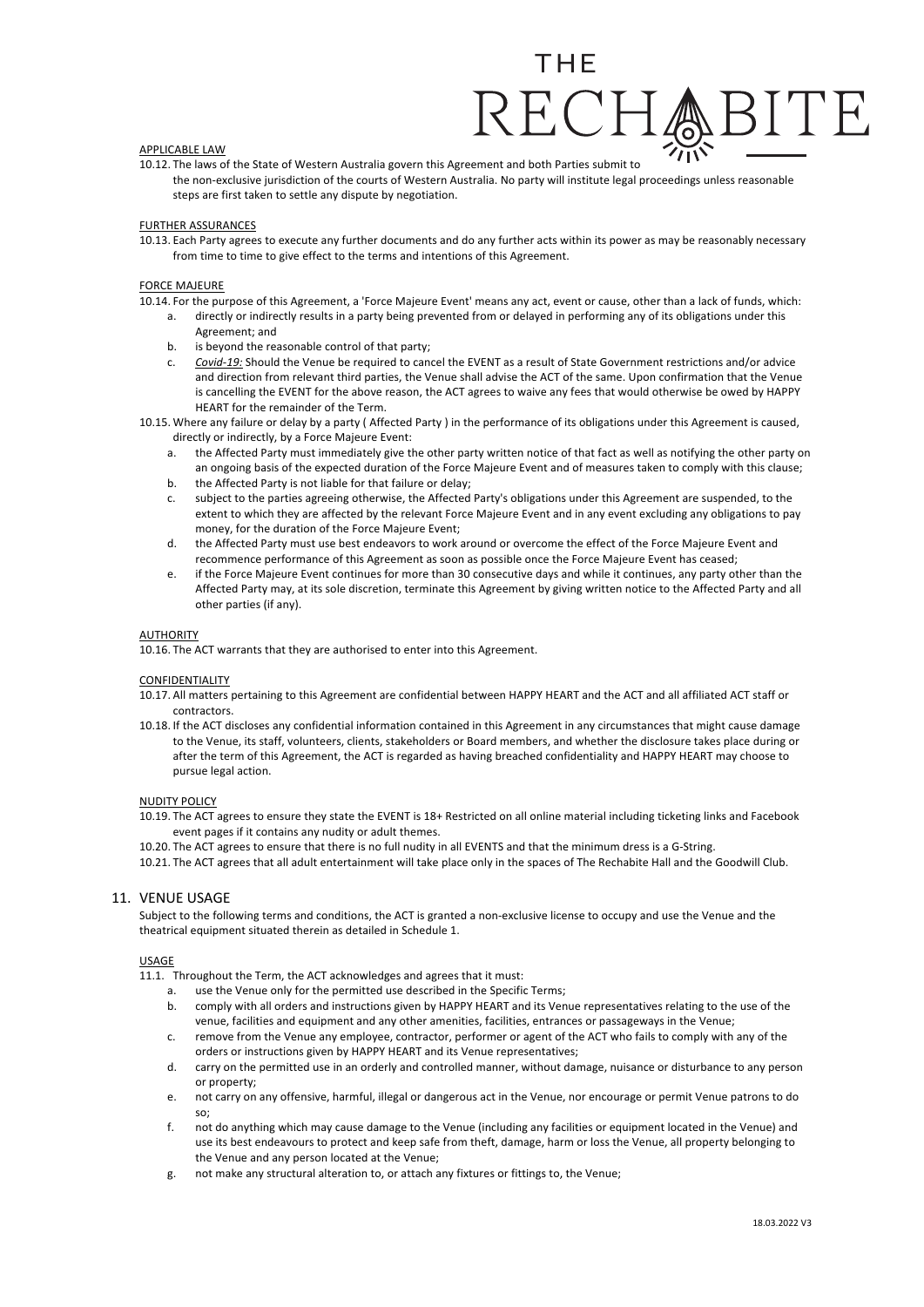APPLICABLE LAW

10.12. The laws of the State of Western Australia govern this Agreement and both Parties submit to the non-exclusive jurisdiction of the courts of Western Australia. No party will institute legal proceedings unless reasonable steps are first taken to settle any dispute by negotiation.

FURTHER ASSURANCES

10.13. Each Party agrees to execute any further documents and do any further acts within its power as may be reasonably necessary from time to time to give effect to the terms and intentions of this Agreement.

FORCE MAJEURE

10.14. For the purpose of this Agreement, a 'Force Majeure Event' means any act, event or cause, other than a lack of funds, which:

a. directly or indirectly results in a party being prevented from or delayed in performing any of its obligations under this Agreement; and
b. is beyond the reasonable control of that party;
c. *Covid-19:* Should the Venue be required to cancel the EVENT as a result of State Government restrictions and/or advice and direction from relevant third parties, the Venue shall advise the ACT of the same. Upon confirmation that the Venue is cancelling the EVENT for the above reason, the ACT agrees to waive any fees that would otherwise be owed by HAPPY HEART for the remainder of the Term.

10.15. Where any failure or delay by a party ( Affected Party ) in the performance of its obligations under this Agreement is caused, directly or indirectly, by a Force Majeure Event:

a. the Affected Party must immediately give the other party written notice of that fact as well as notifying the other party on an ongoing basis of the expected duration of the Force Majeure Event and of measures taken to comply with this clause;
b. the Affected Party is not liable for that failure or delay;
c. subject to the parties agreeing otherwise, the Affected Party's obligations under this Agreement are suspended, to the extent to which they are affected by the relevant Force Majeure Event and in any event excluding any obligations to pay money, for the duration of the Force Majeure Event;
d. the Affected Party must use best endeavors to work around or overcome the effect of the Force Majeure Event and recommence performance of this Agreement as soon as possible once the Force Majeure Event has ceased;
e. if the Force Majeure Event continues for more than 30 consecutive days and while it continues, any party other than the Affected Party may, at its sole discretion, terminate this Agreement by giving written notice to the Affected Party and all other parties (if any).

AUTHORITY

10.16. The ACT warrants that they are authorised to enter into this Agreement.

CONFIDENTIALITY

10.17. All matters pertaining to this Agreement are confidential between HAPPY HEART and the ACT and all affiliated ACT staff or contractors.

10.18. If the ACT discloses any confidential information contained in this Agreement in any circumstances that might cause damage to the Venue, its staff, volunteers, clients, stakeholders or Board members, and whether the disclosure takes place during or after the term of this Agreement, the ACT is regarded as having breached confidentiality and HAPPY HEART may choose to pursue legal action.

NUDITY POLICY

10.19. The ACT agrees to ensure they state the EVENT is 18+ Restricted on all online material including ticketing links and Facebook event pages if it contains any nudity or adult themes.

10.20. The ACT agrees to ensure that there is no full nudity in all EVENTS and that the minimum dress is a G-String.

10.21. The ACT agrees that all adult entertainment will take place only in the spaces of The Rechabite Hall and the Goodwill Club.

## 11. VENUE USAGE

Subject to the following terms and conditions, the ACT is granted a non-exclusive license to occupy and use the Venue and the theatrical equipment situated therein as detailed in Schedule 1.

USAGE

11.1. Throughout the Term, the ACT acknowledges and agrees that it must:

a. use the Venue only for the permitted use described in the Specific Terms;
b. comply with all orders and instructions given by HAPPY HEART and its Venue representatives relating to the use of the venue, facilities and equipment and any other amenities, facilities, entrances or passageways in the Venue;
c. remove from the Venue any employee, contractor, performer or agent of the ACT who fails to comply with any of the orders or instructions given by HAPPY HEART and its Venue representatives;
d. carry on the permitted use in an orderly and controlled manner, without damage, nuisance or disturbance to any person or property;
e. not carry on any offensive, harmful, illegal or dangerous act in the Venue, nor encourage or permit Venue patrons to do so;
f. not do anything which may cause damage to the Venue (including any facilities or equipment located in the Venue) and use its best endeavours to protect and keep safe from theft, damage, harm or loss the Venue, all property belonging to the Venue and any person located at the Venue;
g. not make any structural alteration to, or attach any fixtures or fittings to, the Venue;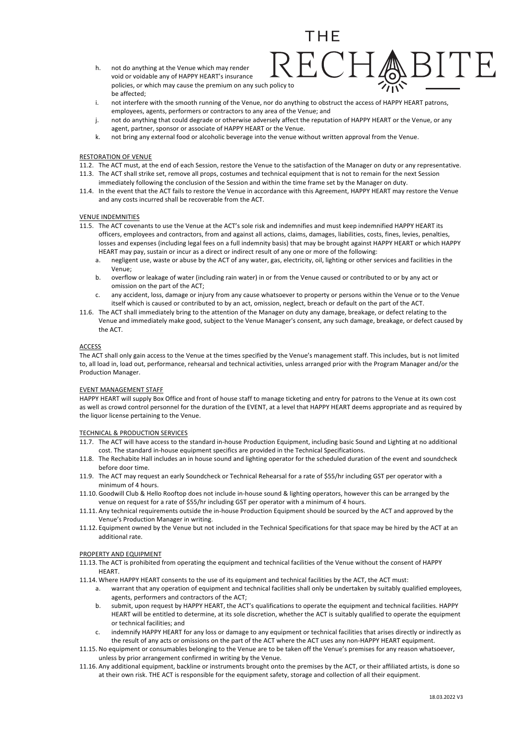h. not do anything at the Venue which may render void or voidable any of HAPPY HEART's insurance policies, or which may cause the premium on any such policy to be affected;
i. not interfere with the smooth running of the Venue, nor do anything to obstruct the access of HAPPY HEART patrons, employees, agents, performers or contractors to any area of the Venue; and
j. not do anything that could degrade or otherwise adversely affect the reputation of HAPPY HEART or the Venue, or any agent, partner, sponsor or associate of HAPPY HEART or the Venue.
k. not bring any external food or alcoholic beverage into the venue without written approval from the Venue.

RESTORATION OF VENUE

11.2. The ACT must, at the end of each Session, restore the Venue to the satisfaction of the Manager on duty or any representative.

11.3. The ACT shall strike set, remove all props, costumes and technical equipment that is not to remain for the next Session immediately following the conclusion of the Session and within the time frame set by the Manager on duty.

11.4. In the event that the ACT fails to restore the Venue in accordance with this Agreement, HAPPY HEART may restore the Venue and any costs incurred shall be recoverable from the ACT.

VENUE INDEMNITIES

11.5. The ACT covenants to use the Venue at the ACT's sole risk and indemnifies and must keep indemnified HAPPY HEART its officers, employees and contractors, from and against all actions, claims, damages, liabilities, costs, fines, levies, penalties, losses and expenses (including legal fees on a full indemnity basis) that may be brought against HAPPY HEART or which HAPPY HEART may pay, sustain or incur as a direct or indirect result of any one or more of the following:

a. negligent use, waste or abuse by the ACT of any water, gas, electricity, oil, lighting or other services and facilities in the Venue;
b. overflow or leakage of water (including rain water) in or from the Venue caused or contributed to or by any act or omission on the part of the ACT;
c. any accident, loss, damage or injury from any cause whatsoever to property or persons within the Venue or to the Venue itself which is caused or contributed to by an act, omission, neglect, breach or default on the part of the ACT.

11.6. The ACT shall immediately bring to the attention of the Manager on duty any damage, breakage, or defect relating to the Venue and immediately make good, subject to the Venue Manager's consent, any such damage, breakage, or defect caused by the ACT.

ACCESS

The ACT shall only gain access to the Venue at the times specified by the Venue's management staff. This includes, but is not limited to, all load in, load out, performance, rehearsal and technical activities, unless arranged prior with the Program Manager and/or the Production Manager.

EVENT MANAGEMENT STAFF

HAPPY HEART will supply Box Office and front of house staff to manage ticketing and entry for patrons to the Venue at its own cost as well as crowd control personnel for the duration of the EVENT, at a level that HAPPY HEART deems appropriate and as required by the liquor license pertaining to the Venue.

TECHNICAL & PRODUCTION SERVICES

11.7. The ACT will have access to the standard in-house Production Equipment, including basic Sound and Lighting at no additional cost. The standard in-house equipment specifics are provided in the Technical Specifications.

11.8. The Rechabite Hall includes an in house sound and lighting operator for the scheduled duration of the event and soundcheck before door time.

11.9. The ACT may request an early Soundcheck or Technical Rehearsal for a rate of $55/hr including GST per operator with a minimum of 4 hours.

11.10. Goodwill Club & Hello Rooftop does not include in-house sound & lighting operators, however this can be arranged by the venue on request for a rate of $55/hr including GST per operator with a minimum of 4 hours.

11.11. Any technical requirements outside the in-house Production Equipment should be sourced by the ACT and approved by the Venue's Production Manager in writing.

11.12. Equipment owned by the Venue but not included in the Technical Specifications for that space may be hired by the ACT at an additional rate.

PROPERTY AND EQUIPMENT

11.13. The ACT is prohibited from operating the equipment and technical facilities of the Venue without the consent of HAPPY HEART.

11.14. Where HAPPY HEART consents to the use of its equipment and technical facilities by the ACT, the ACT must:

a. warrant that any operation of equipment and technical facilities shall only be undertaken by suitably qualified employees, agents, performers and contractors of the ACT;
b. submit, upon request by HAPPY HEART, the ACT's qualifications to operate the equipment and technical facilities. HAPPY HEART will be entitled to determine, at its sole discretion, whether the ACT is suitably qualified to operate the equipment or technical facilities; and
c. indemnify HAPPY HEART for any loss or damage to any equipment or technical facilities that arises directly or indirectly as the result of any acts or omissions on the part of the ACT where the ACT uses any non-HAPPY HEART equipment.

11.15. No equipment or consumables belonging to the Venue are to be taken off the Venue's premises for any reason whatsoever, unless by prior arrangement confirmed in writing by the Venue.

11.16. Any additional equipment, backline or instruments brought onto the premises by the ACT, or their affiliated artists, is done so at their own risk. THE ACT is responsible for the equipment safety, storage and collection of all their equipment.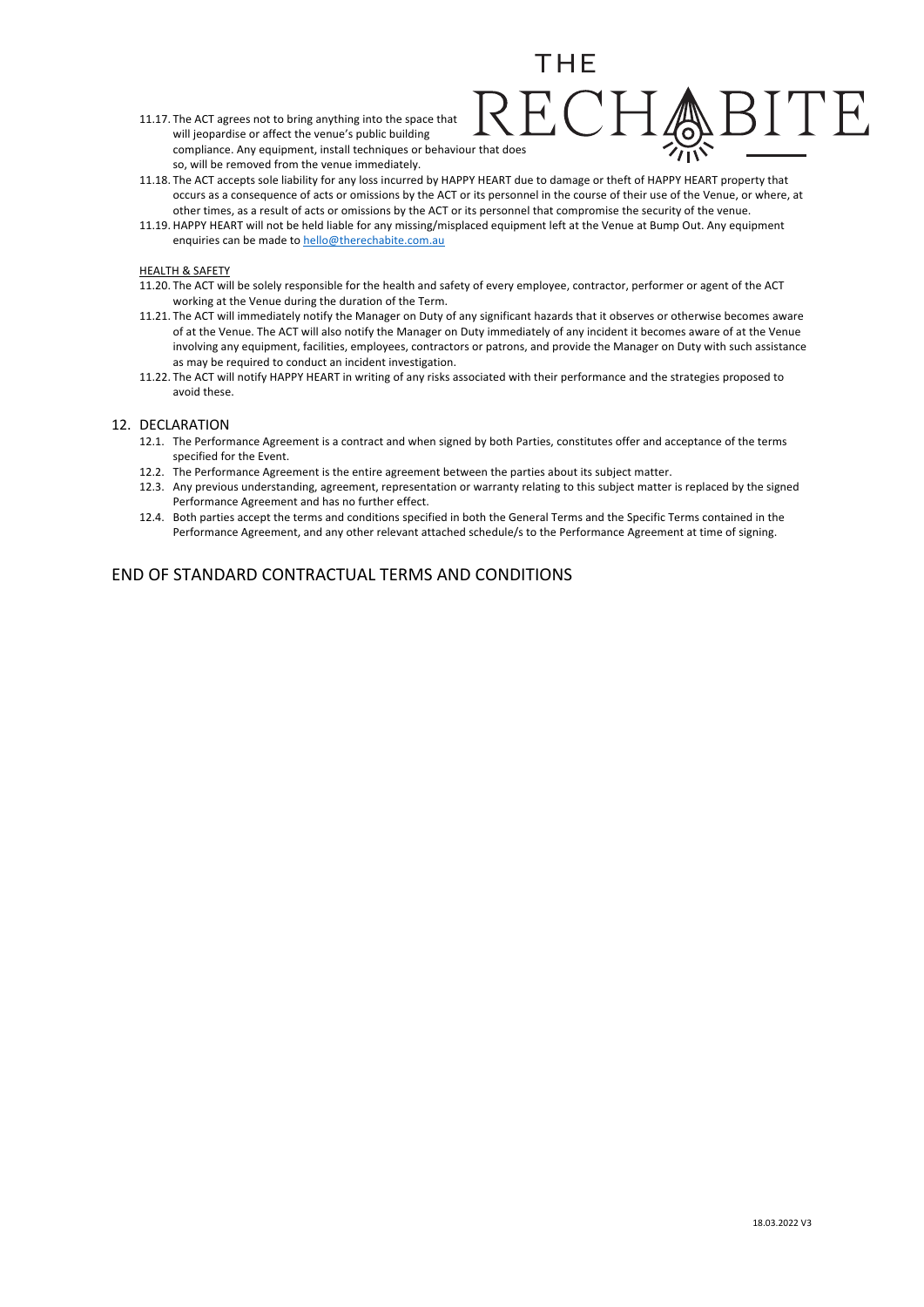11.17. The ACT agrees not to bring anything into the space that will jeopardise or affect the venue's public building compliance. Any equipment, install techniques or behaviour that does so, will be removed from the venue immediately.

11.18. The ACT accepts sole liability for any loss incurred by HAPPY HEART due to damage or theft of HAPPY HEART property that occurs as a consequence of acts or omissions by the ACT or its personnel in the course of their use of the Venue, or where, at other times, as a result of acts or omissions by the ACT or its personnel that compromise the security of the venue.

11.19. HAPPY HEART will not be held liable for any missing/misplaced equipment left at the Venue at Bump Out. Any equipment enquiries can be made to [hello@therechabite.com.au](mailto:hello@therechabite.com.au)

HEALTH & SAFETY

11.20. The ACT will be solely responsible for the health and safety of every employee, contractor, performer or agent of the ACT working at the Venue during the duration of the Term.

11.21. The ACT will immediately notify the Manager on Duty of any significant hazards that it observes or otherwise becomes aware of at the Venue. The ACT will also notify the Manager on Duty immediately of any incident it becomes aware of at the Venue involving any equipment, facilities, employees, contractors or patrons, and provide the Manager on Duty with such assistance as may be required to conduct an incident investigation.

11.22. The ACT will notify HAPPY HEART in writing of any risks associated with their performance and the strategies proposed to avoid these.

## 12. DECLARATION

12.1. The Performance Agreement is a contract and when signed by both Parties, constitutes offer and acceptance of the terms specified for the Event.

12.2. The Performance Agreement is the entire agreement between the parties about its subject matter.

12.3. Any previous understanding, agreement, representation or warranty relating to this subject matter is replaced by the signed Performance Agreement and has no further effect.

12.4. Both parties accept the terms and conditions specified in both the General Terms and the Specific Terms contained in the Performance Agreement, and any other relevant attached schedule/s to the Performance Agreement at time of signing.

## END OF STANDARD CONTRACTUAL TERMS AND CONDITIONS